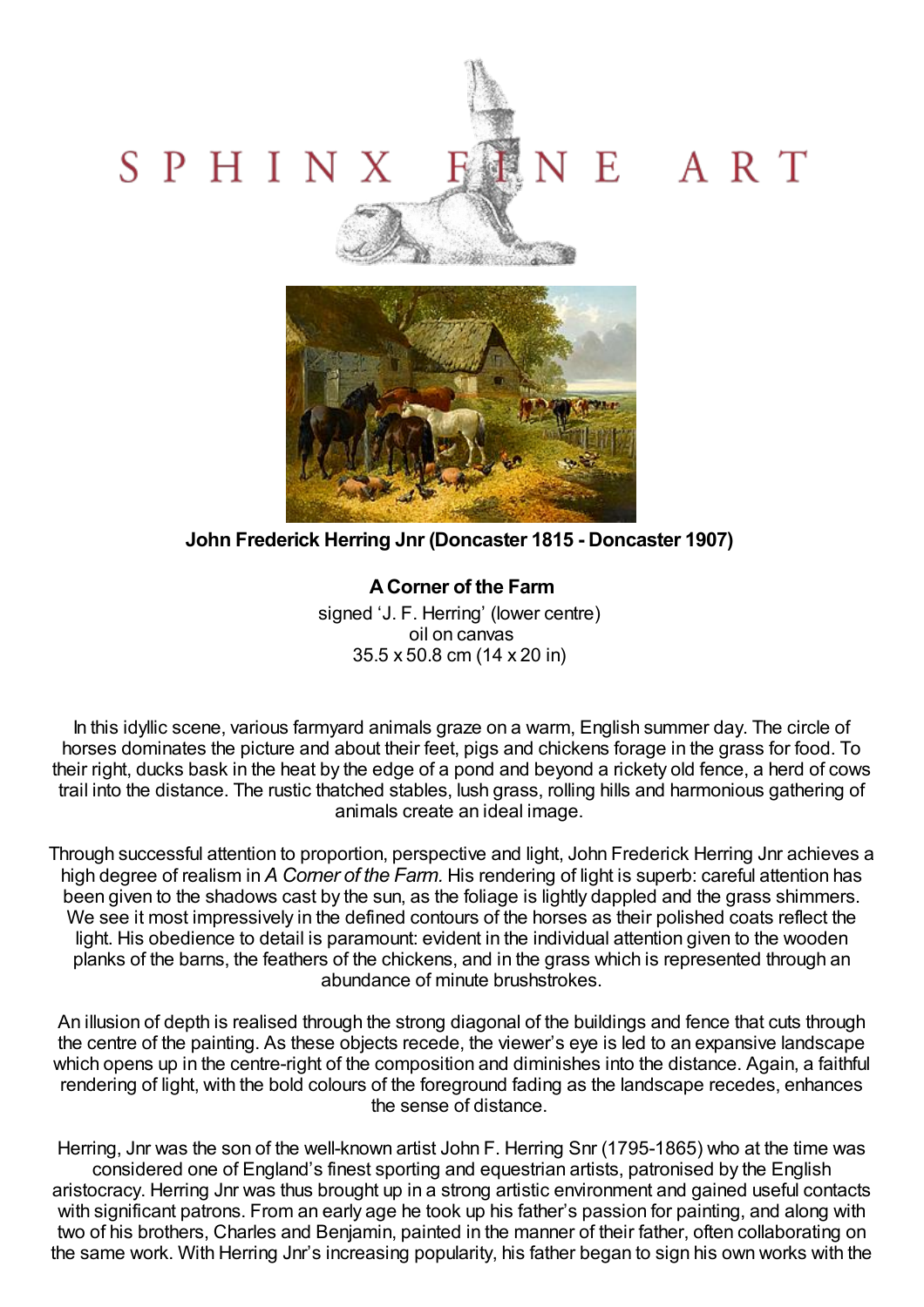# SPHINX FINE ART

**John Frederick Herring Jnr (Doncaster 1815 - Doncaster 1907)**

**A Corner of the Farm**

signed 'J. F. Herring' (lower centre)
oil on canvas
35.5 x 50.8 cm (14 x 20 in)

In this idyllic scene, various farmyard animals graze on a warm, English summer day. The circle of horses dominates the picture and about their feet, pigs and chickens forage in the grass for food. To their right, ducks bask in the heat by the edge of a pond and beyond a rickety old fence, a herd of cows trail into the distance. The rustic thatched stables, lush grass, rolling hills and harmonious gathering of animals create an ideal image.

Through successful attention to proportion, perspective and light, John Frederick Herring Jnr achieves a high degree of realism in *A Corner of the Farm.* His rendering of light is superb: careful attention has been given to the shadows cast by the sun, as the foliage is lightly dappled and the grass shimmers. We see it most impressively in the defined contours of the horses as their polished coats reflect the light. His obedience to detail is paramount: evident in the individual attention given to the wooden planks of the barns, the feathers of the chickens, and in the grass which is represented through an abundance of minute brushstrokes.

An illusion of depth is realised through the strong diagonal of the buildings and fence that cuts through the centre of the painting. As these objects recede, the viewer's eye is led to an expansive landscape which opens up in the centre-right of the composition and diminishes into the distance. Again, a faithful rendering of light, with the bold colours of the foreground fading as the landscape recedes, enhances the sense of distance.

Herring, Jnr was the son of the well-known artist John F. Herring Snr (1795-1865) who at the time was considered one of England's finest sporting and equestrian artists, patronised by the English aristocracy. Herring Jnr was thus brought up in a strong artistic environment and gained useful contacts with significant patrons. From an early age he took up his father's passion for painting, and along with two of his brothers, Charles and Benjamin, painted in the manner of their father, often collaborating on the same work. With Herring Jnr's increasing popularity, his father began to sign his own works with the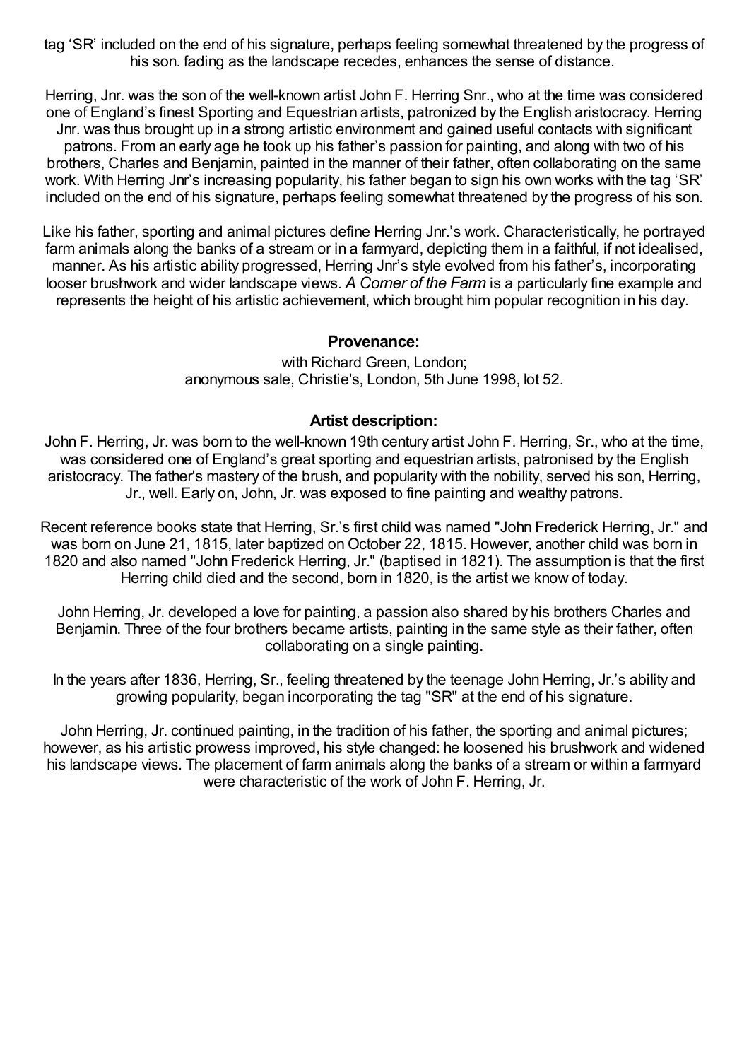tag 'SR' included on the end of his signature, perhaps feeling somewhat threatened by the progress of his son. fading as the landscape recedes, enhances the sense of distance.

Herring, Jnr. was the son of the well-known artist John F. Herring Snr., who at the time was considered one of England's finest Sporting and Equestrian artists, patronized by the English aristocracy. Herring Jnr. was thus brought up in a strong artistic environment and gained useful contacts with significant patrons. From an early age he took up his father's passion for painting, and along with two of his brothers, Charles and Benjamin, painted in the manner of their father, often collaborating on the same work. With Herring Jnr's increasing popularity, his father began to sign his own works with the tag 'SR' included on the end of his signature, perhaps feeling somewhat threatened by the progress of his son.

Like his father, sporting and animal pictures define Herring Jnr.'s work. Characteristically, he portrayed farm animals along the banks of a stream or in a farmyard, depicting them in a faithful, if not idealised, manner. As his artistic ability progressed, Herring Jnr's style evolved from his father's, incorporating looser brushwork and wider landscape views. *A Corner of the Farm* is a particularly fine example and represents the height of his artistic achievement, which brought him popular recognition in his day.

**Provenance:**

with Richard Green, London;
anonymous sale, Christie's, London, 5th June 1998, lot 52.

**Artist description:**

John F. Herring, Jr. was born to the well-known 19th century artist John F. Herring, Sr., who at the time, was considered one of England's great sporting and equestrian artists, patronised by the English aristocracy. The father's mastery of the brush, and popularity with the nobility, served his son, Herring, Jr., well. Early on, John, Jr. was exposed to fine painting and wealthy patrons.

Recent reference books state that Herring, Sr.'s first child was named "John Frederick Herring, Jr." and was born on June 21, 1815, later baptized on October 22, 1815. However, another child was born in 1820 and also named "John Frederick Herring, Jr." (baptised in 1821). The assumption is that the first Herring child died and the second, born in 1820, is the artist we know of today.

John Herring, Jr. developed a love for painting, a passion also shared by his brothers Charles and Benjamin. Three of the four brothers became artists, painting in the same style as their father, often collaborating on a single painting.

In the years after 1836, Herring, Sr., feeling threatened by the teenage John Herring, Jr.'s ability and growing popularity, began incorporating the tag "SR" at the end of his signature.

John Herring, Jr. continued painting, in the tradition of his father, the sporting and animal pictures; however, as his artistic prowess improved, his style changed: he loosened his brushwork and widened his landscape views. The placement of farm animals along the banks of a stream or within a farmyard were characteristic of the work of John F. Herring, Jr.